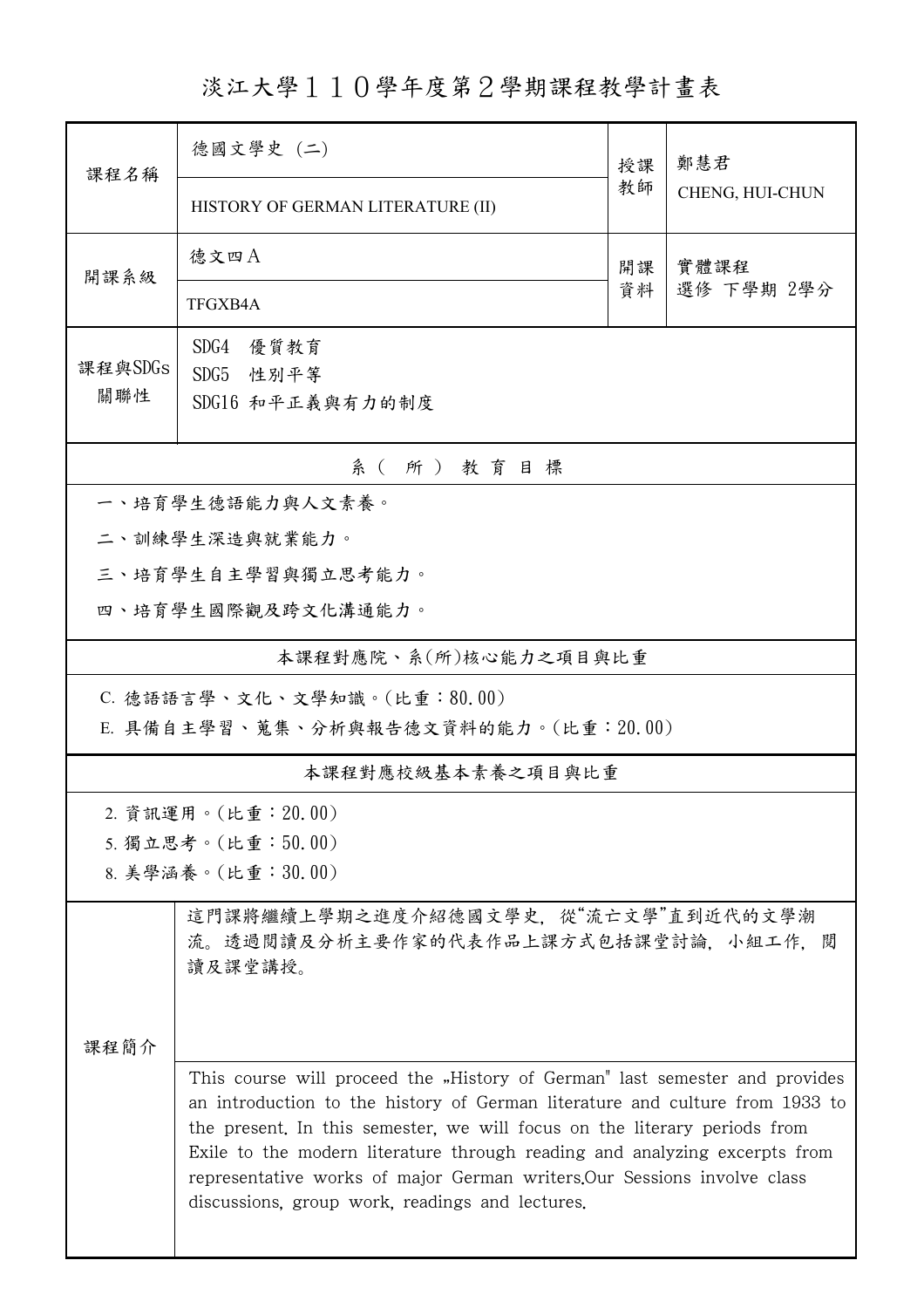# 淡江大學１１０學年度第２學期課程教學計畫表

| 課程名稱 | 德國文學史 (二) | 授課教師 | 鄭慧君 |
|---|---|---|---|
| | HISTORY OF GERMAN LITERATURE (II) | | CHENG, HUI-CHUN |
| 開課系級 | 德文四A | 開課資料 | 實體課程<br>選修 下學期 2學分 |
| | TFGXB4A | | |
| 課程與SDGs關聯性 | SDG4 優質教育<br>SDG5 性別平等<br>SDG16 和平正義與有力的制度 | | |

## 系（所）教育目標

一、培育學生德語能力與人文素養。

二、訓練學生深造與就業能力。

三、培育學生自主學習與獨立思考能力。

四、培育學生國際觀及跨文化溝通能力。

## 本課程對應院、系(所)核心能力之項目與比重

C. 德語語言學、文化、文學知識。(比重：80.00)

E. 具備自主學習、蒐集、分析與報告德文資料的能力。(比重：20.00)

## 本課程對應校級基本素養之項目與比重

2. 資訊運用。(比重：20.00)

5. 獨立思考。(比重：50.00)

8. 美學涵養。(比重：30.00)

## 課程簡介

這門課將繼續上學期之進度介紹德國文學史，從“流亡文學”直到近代的文學潮流。透過閱讀及分析主要作家的代表作品上課方式包括課堂討論，小組工作，閱讀及課堂講授。

This course will proceed the „History of German" last semester and provides an introduction to the history of German literature and culture from 1933 to the present. In this semester, we will focus on the literary periods from Exile to the modern literature through reading and analyzing excerpts from representative works of major German writers.Our Sessions involve class discussions, group work, readings and lectures.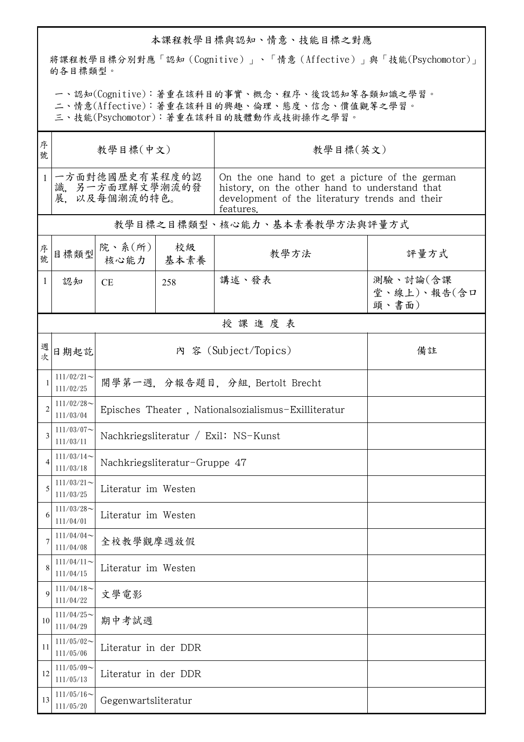## 本課程教學目標與認知、情意、技能目標之對應

將課程教學目標分別對應「認知（Cognitive）」、「情意（Affective）」與「技能(Psychomotor)」的各目標類型。

一、認知(Cognitive)：著重在該科目的事實、概念、程序、後設認知等各類知識之學習。
二、情意(Affective)：著重在該科目的興趣、倫理、態度、信念、價值觀等之學習。
三、技能(Psychomotor)：著重在該科目的肢體動作或技術操作之學習。

| 序號 | 教學目標(中文) | 教學目標(英文) |
|---|---|---|
| 1 | 一方面對德國歷史有某程度的認識，另一方面理解文學潮流的發展，以及每個潮流的特色。 | On the one hand to get a picture of the german history, on the other hand to understand that development of the literature trends and their features. |

## 教學目標之目標類型、核心能力、基本素養教學方法與評量方式

| 序號 | 目標類型 | 院、系(所)核心能力 | 校級基本素養 | 教學方法 | 評量方式 |
|---|---|---|---|---|---|
| 1 | 認知 | CE | 258 | 講述、發表 | 測驗、討論(含課堂、線上)、報告(含口頭、書面) |

## 授 課 進 度 表

| 週次 | 日期起訖 | 內 容 (Subject/Topics) | 備註 |
|---|---|---|---|
| 1 | 111/02/21～111/02/25 | 開學第一週，分報告題目，分組，Bertolt Brecht | |
| 2 | 111/02/28～111/03/04 | Episches Theater , Nationalsozialismus-Exilliteratur | |
| 3 | 111/03/07～111/03/11 | Nachkriegsliteratur / Exil: NS-Kunst | |
| 4 | 111/03/14～111/03/18 | Nachkriegsliteratur-Gruppe 47 | |
| 5 | 111/03/21～111/03/25 | Literatur im Westen | |
| 6 | 111/03/28～111/04/01 | Literatur im Westen | |
| 7 | 111/04/04～111/04/08 | 全校教學觀摩週放假 | |
| 8 | 111/04/11～111/04/15 | Literatur im Westen | |
| 9 | 111/04/18～111/04/22 | 文學電影 | |
| 10 | 111/04/25～111/04/29 | 期中考試週 | |
| 11 | 111/05/02～111/05/06 | Literatur in der DDR | |
| 12 | 111/05/09～111/05/13 | Literatur in der DDR | |
| 13 | 111/05/16～111/05/20 | Gegenwartsliteratur | |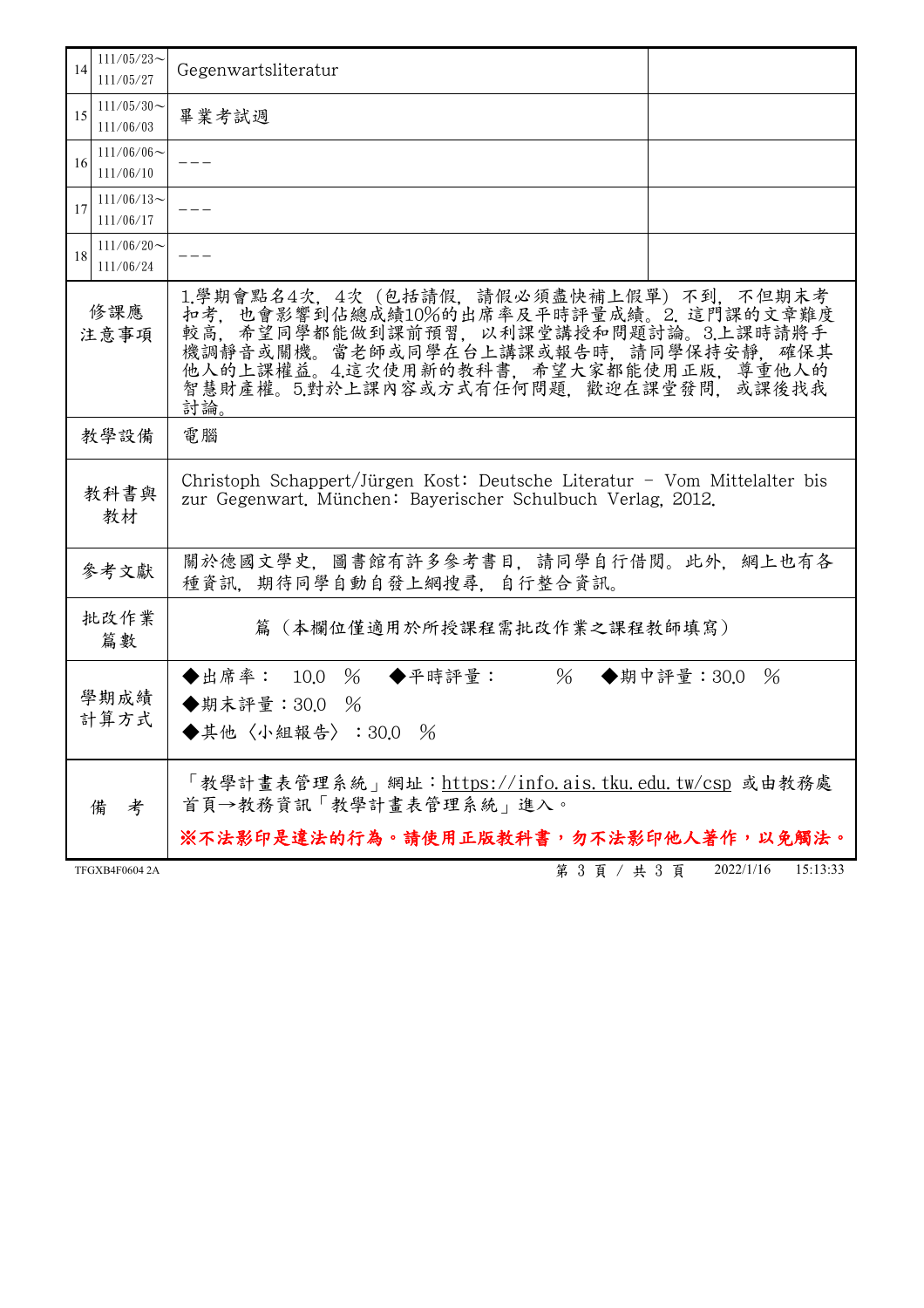| | | | |
|---|---|---|---|
| 14 | 111/05/23～111/05/27 | Gegenwartsliteratur | |
| 15 | 111/05/30～111/06/03 | 畢業考試週 | |
| 16 | 111/06/06～111/06/10 | --- | |
| 17 | 111/06/13～111/06/17 | --- | |
| 18 | 111/06/20～111/06/24 | --- | |

| | |
|---|---|
| 修課應注意事項 | 1.學期會點名4次，4次（包括請假，請假必須盡快補上假單）不到，不但期末考扣考，也會影響到佔總成績10%的出席率及平時評量成績。2. 這門課的文章難度較高，希望同學都能做到課前預習，以利課堂講授和問題討論。3.上課時請將手機調靜音或關機。當老師或同學在台上講課或報告時，請同學保持安靜，確保其他人的上課權益。4.這次使用新的教科書，希望大家都能使用正版，尊重他人的智慧財產權。5.對於上課內容或方式有任何問題，歡迎在課堂發問，或課後找我討論。 |
| 教學設備 | 電腦 |
| 教科書與教材 | Christoph Schappert/Jürgen Kost: Deutsche Literatur – Vom Mittelalter bis zur Gegenwart. München: Bayerischer Schulbuch Verlag, 2012. |
| 參考文獻 | 關於德國文學史，圖書館有許多參考書目，請同學自行借閱。此外，網上也有各種資訊，期待同學自動自發上網搜尋，自行整合資訊。 |
| 批改作業篇數 | 篇（本欄位僅適用於所授課程需批改作業之課程教師填寫） |
| 學期成績計算方式 | ◆出席率： 10.0 ％ ◆平時評量： ％ ◆期中評量：30.0 ％<br>◆期末評量：30.0 ％<br>◆其他〈小組報告〉：30.0 ％ |
| 備　考 | 「教學計畫表管理系統」網址：https://info.ais.tku.edu.tw/csp 或由教務處首頁→教務資訊「教學計畫表管理系統」進入。<br>**※不法影印是違法的行為。請使用正版教科書，勿不法影印他人著作，以免觸法。** |

TFGXB4F0604 2A　　　2022/1/16　15:13:33